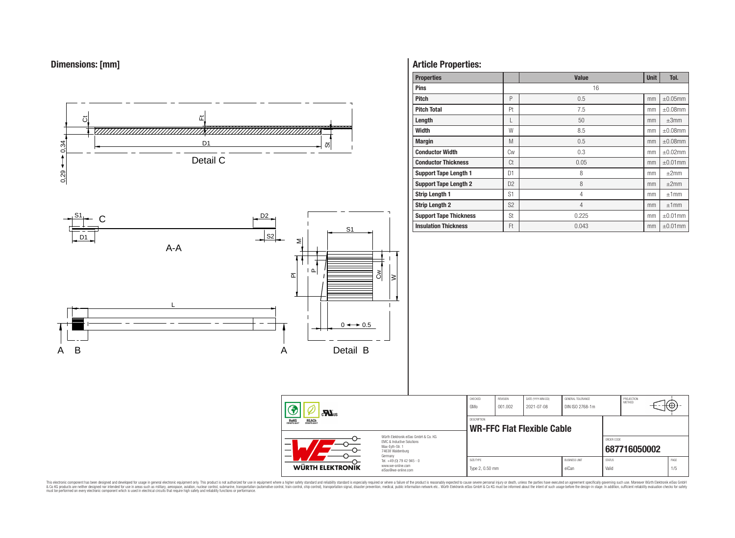## Dimensions: [mm]

Detail C

A-A

Detail B

A B A

## Article Properties:

| Properties | | Value | Unit | Tol. |
|---|---|---|---|---|
| Pins | | 16 | | |
| Pitch | P | 0.5 | mm | ±0.05mm |
| Pitch Total | Pt | 7.5 | mm | ±0.08mm |
| Length | L | 50 | mm | ±3mm |
| Width | W | 8.5 | mm | ±0.08mm |
| Margin | M | 0.5 | mm | ±0.08mm |
| Conductor Width | Cw | 0.3 | mm | ±0.02mm |
| Conductor Thickness | Ct | 0.05 | mm | ±0.01mm |
| Support Tape Length 1 | D1 | 8 | mm | ±2mm |
| Support Tape Length 2 | D2 | 8 | mm | ±2mm |
| Strip Length 1 | S1 | 4 | mm | ±1mm |
| Strip Length 2 | S2 | 4 | mm | ±1mm |
| Support Tape Thickness | St | 0.225 | mm | ±0.01mm |
| Insulation Thickness | Ft | 0.043 | mm | ±0.01mm |

| CHECKED | REVISION | DATE (YYYY-MM-DD) | GENERAL TOLERANCE | PROJECTION METHOD |
|---|---|---|---|---|
| GMo | 001.002 | 2021-07-08 | DIN ISO 2768-1m | |

DESCRIPTION: **WR-FFC Flat Flexible Cable**

ORDER CODE: **687716050002**

| SIZE/TYPE | BUSINESS UNIT | STATUS | PAGE |
|---|---|---|---|
| Type 2, 0.50 mm | eiCan | Valid | 1/5 |

Würth Elektronik eiSos GmbH & Co. KG
EMC & Inductive Solutions
Max-Eyth-Str. 1
74638 Waldenburg
Germany
Tel. +49 (0) 79 42 945 - 0
www.we-online.com
eiSos@we-online.com

WÜRTH ELEKTRONIK

This electronic component has been designed and developed for usage in general electronic equipment only. This product is not authorized for use in equipment where a higher safety standard and reliability standard is especially required or where a failure of the product is reasonably expected to cause severe personal injury or death, unless the parties have executed an agreement specifically governing such use. Moreover Würth Elektronik eiSos GmbH & Co KG products are neither designed nor intended for use in areas such as military, aerospace, aviation, nuclear control, submarine, transportation (automotive control, train control, ship control), transportation signal, disaster prevention, medical, public information network etc.. Würth Elektronik eiSos GmbH & Co KG must be informed about the intent of such usage before the design-in stage. In addition, sufficient reliability evaluation checks for safety must be performed on every electronic component which is used in electrical circuits that require high safety and reliability functions or performance.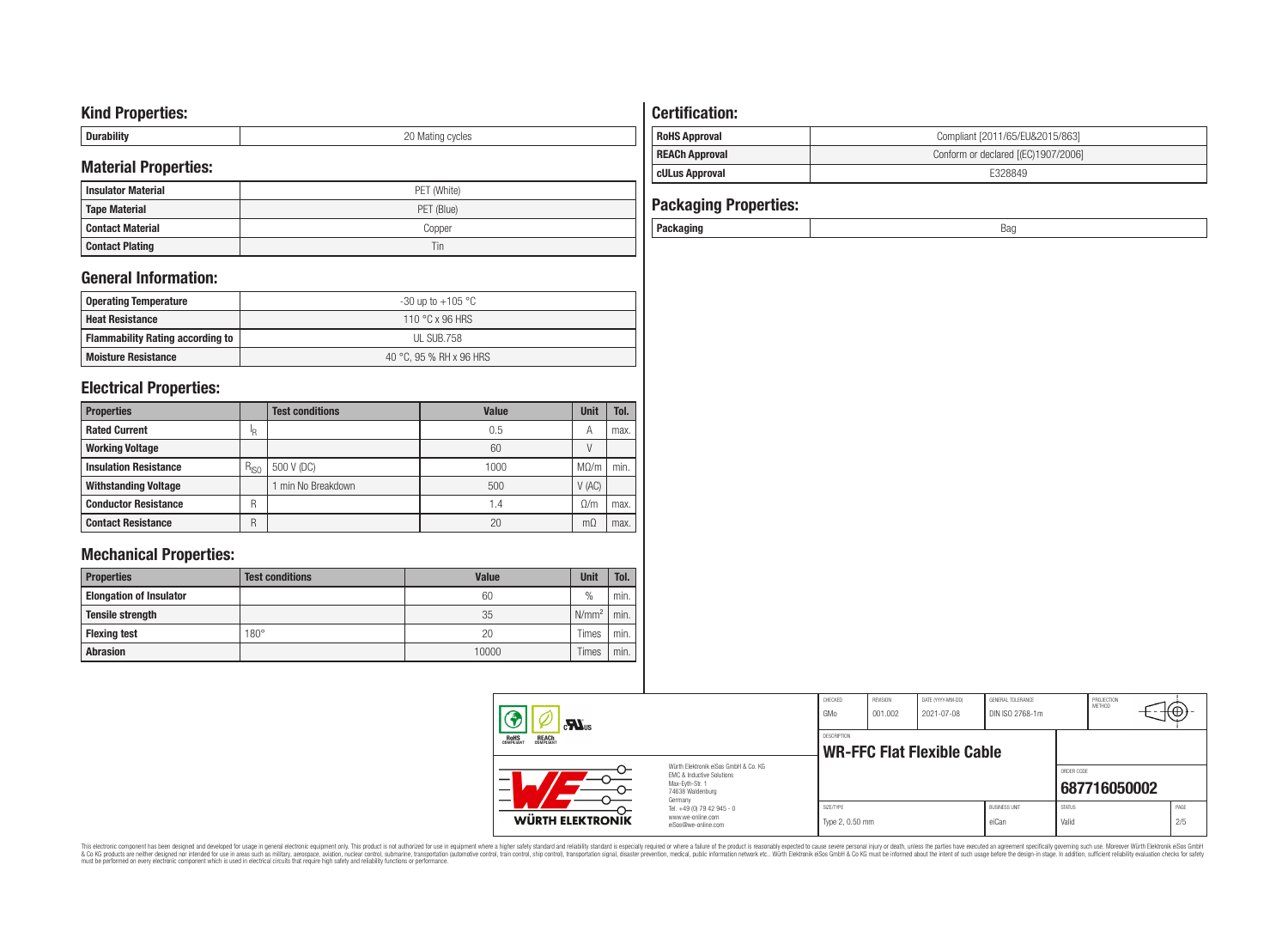## Kind Properties:

| Durability | 20 Mating cycles |
|---|---|

## Material Properties:

| Insulator Material | PET (White) |
|---|---|
| Tape Material | PET (Blue) |
| Contact Material | Copper |
| Contact Plating | Tin |

## General Information:

| Operating Temperature | -30 up to +105 °C |
|---|---|
| Heat Resistance | 110 °C x 96 HRS |
| Flammability Rating according to | UL SUB.758 |
| Moisture Resistance | 40 °C, 95 % RH x 96 HRS |

## Electrical Properties:

| Properties | | Test conditions | Value | Unit | Tol. |
|---|---|---|---|---|---|
| Rated Current | $I_R$ | | 0.5 | A | max. |
| Working Voltage | | | 60 | V | |
| Insulation Resistance | $R_{ISO}$ | 500 V (DC) | 1000 | MΩ/m | min. |
| Withstanding Voltage | | 1 min No Breakdown | 500 | V (AC) | |
| Conductor Resistance | R | | 1.4 | Ω/m | max. |
| Contact Resistance | R | | 20 | mΩ | max. |

## Mechanical Properties:

| Properties | Test conditions | Value | Unit | Tol. |
|---|---|---|---|---|
| Elongation of Insulator | | 60 | % | min. |
| Tensile strength | | 35 | $N/mm^2$ | min. |
| Flexing test | 180° | 20 | Times | min. |
| Abrasion | | 10000 | Times | min. |

## Certification:

| RoHS Approval | Compliant [2011/65/EU&2015/863] |
|---|---|
| REACh Approval | Conform or declared [(EC)1907/2006] |
| cULus Approval | E328849 |

## Packaging Properties:

| Packaging | Bag |
|---|---|

| CHECKED | REVISION | DATE (YYYY-MM-DD) | GENERAL TOLERANCE | PROJECTION METHOD |
|---|---|---|---|---|
| GMo | 001.002 | 2021-07-08 | DIN ISO 2768-1m | |

DESCRIPTION: **WR-FFC Flat Flexible Cable**

ORDER CODE: **687716050002**

| SIZE/TYPE | BUSINESS UNIT | STATUS | PAGE |
|---|---|---|---|
| Type 2, 0.50 mm | eiCan | Valid | 2/5 |

Würth Elektronik eiSos GmbH & Co. KG
EMC & Inductive Solutions
Max-Eyth-Str. 1
74638 Waldenburg
Germany
Tel. +49 (0) 79 42 945 - 0
www.we-online.com
eiSos@we-online.com

This electronic component has been designed and developed for usage in general electronic equipment only. This product is not authorized for use in equipment where a higher safety standard and reliability standard is especially required or where a failure of the product is reasonably expected to cause severe personal injury or death, unless the parties have executed an agreement specifically governing such use. Moreover Würth Elektronik eiSos GmbH & Co KG products are neither designed nor intended for use in areas such as military, aerospace, aviation, nuclear control, submarine, transportation (automotive control, train control, ship control), transportation signal, disaster prevention, medical, public information network etc.. Würth Elektronik eiSos GmbH & Co KG must be informed about the intent of such usage before the design-in stage. In addition, sufficient reliability evaluation checks for safety must be performed on every electronic component which is used in electrical circuits that require high safety and reliability functions or performance.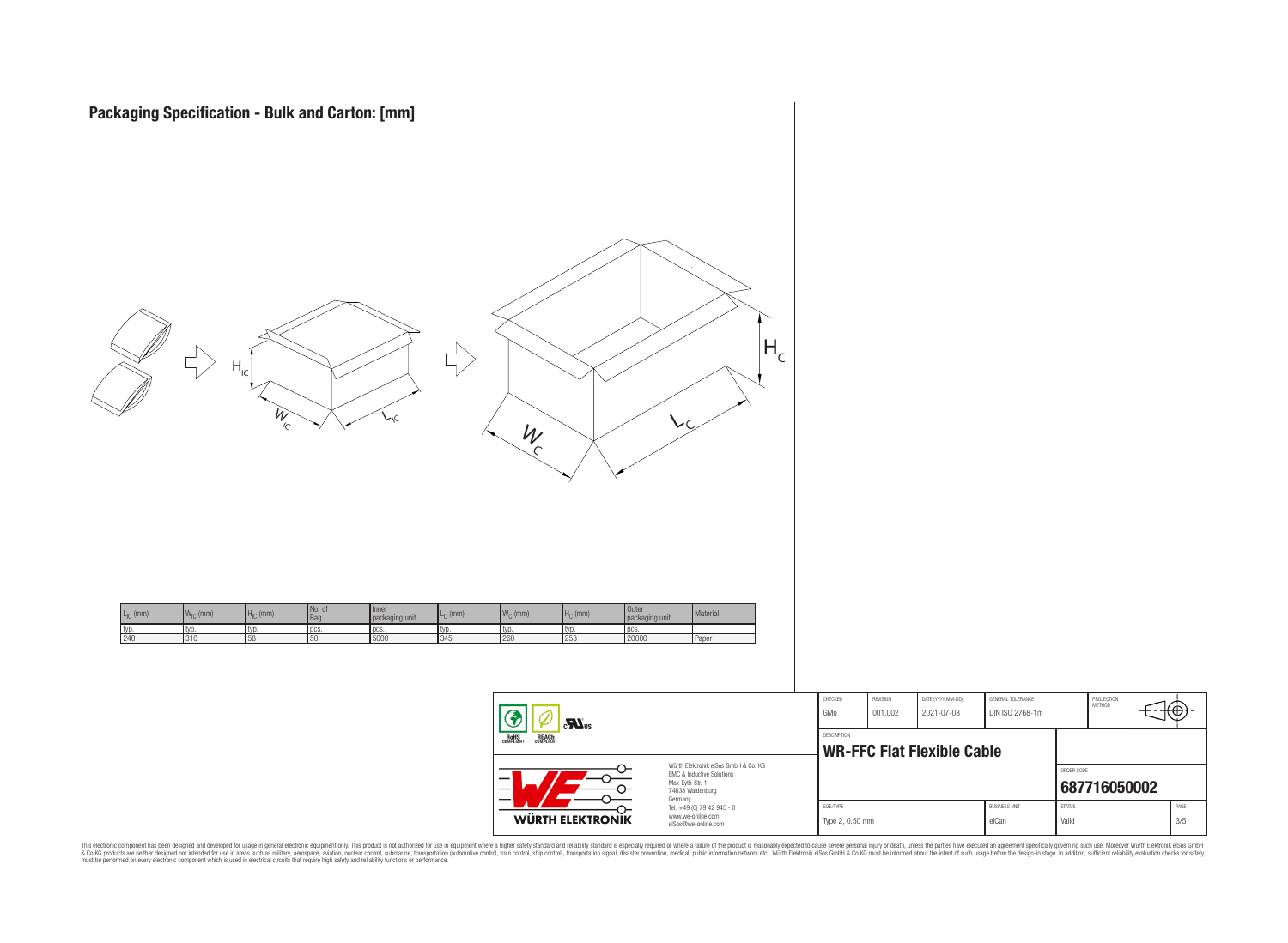# Packaging Specification - Bulk and Carton: [mm]

| $L_{IC}$ (mm) | $W_{IC}$ (mm) | $H_{IC}$ (mm) | No. of Bag | Inner packaging unit | $L_C$ (mm) | $W_C$ (mm) | $H_C$ (mm) | Outer packaging unit | Material |
|---|---|---|---|---|---|---|---|---|---|
| typ. | typ. | typ. | pcs. | pcs. | typ. | typ. | typ. | pcs. | |
| 240 | 310 | 58 | 50 | 5000 | 345 | 260 | 253 | 20000 | Paper |

| CHECKED | REVISION | DATE (YYYY-MM-DD) | GENERAL TOLERANCE | PROJECTION METHOD |
|---|---|---|---|---|
| GMo | 001.002 | 2021-07-08 | DIN ISO 2768-1m | |

DESCRIPTION

**WR-FFC Flat Flexible Cable**

ORDER CODE

**687716050002**

| SIZE/TYPE | BUSINESS UNIT | STATUS | PAGE |
|---|---|---|---|
| Type 2, 0.50 mm | eiCan | Valid | 3/5 |

Würth Elektronik eiSos GmbH & Co. KG
EMC & Inductive Solutions
Max-Eyth-Str. 1
74638 Waldenburg
Germany
Tel. +49 (0) 79 42 945 - 0
www.we-online.com
eiSos@we-online.com

This electronic component has been designed and developed for usage in general electronic equipment only. This product is not authorized for use in equipment where a higher safety standard and reliability standard is especially required or where a failure of the product is reasonably expected to cause severe personal injury or death, unless the parties have executed an agreement specifically governing such use. Moreover Würth Elektronik eiSos GmbH & Co KG products are neither designed nor intended for use in areas such as military, aerospace, aviation, nuclear control, submarine, transportation (automotive control, train control, ship control), transportation signal, disaster prevention, medical, public information network etc.. Würth Elektronik eiSos GmbH & Co KG must be informed about the intent of such usage before the design-in stage. In addition, sufficient reliability evaluation checks for safety must be performed on every electronic component which is used in electrical circuits that require high safety and reliability functions or performance.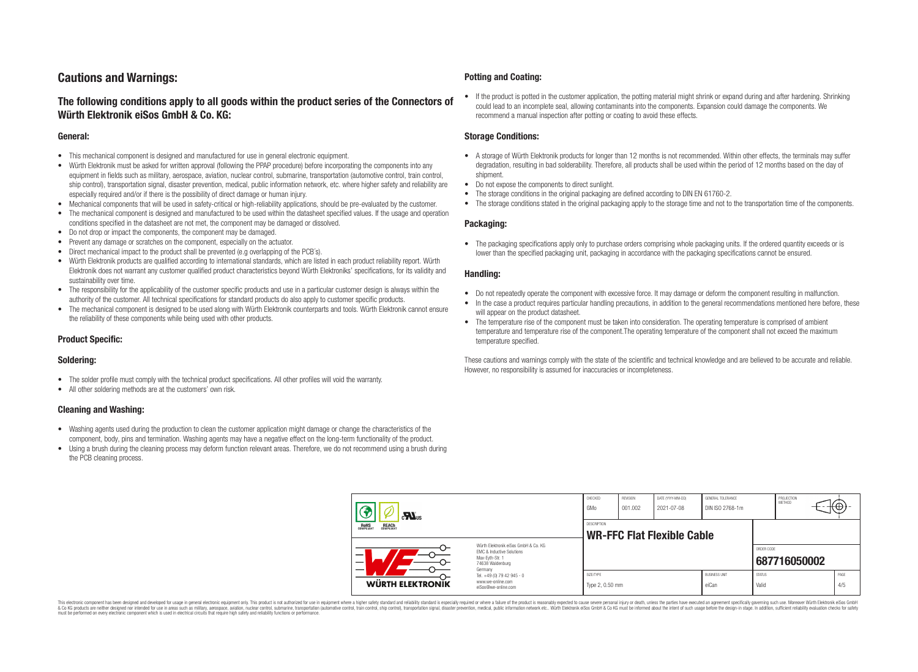## Cautions and Warnings:

### The following conditions apply to all goods within the product series of the Connectors of Würth Elektronik eiSos GmbH & Co. KG:

#### General:

- This mechanical component is designed and manufactured for use in general electronic equipment.
- Würth Elektronik must be asked for written approval (following the PPAP procedure) before incorporating the components into any equipment in fields such as military, aerospace, aviation, nuclear control, submarine, transportation (automotive control, train control, ship control), transportation signal, disaster prevention, medical, public information network, etc. where higher safety and reliability are especially required and/or if there is the possibility of direct damage or human injury.
- Mechanical components that will be used in safety-critical or high-reliability applications, should be pre-evaluated by the customer.
- The mechanical component is designed and manufactured to be used within the datasheet specified values. If the usage and operation conditions specified in the datasheet are not met, the component may be damaged or dissolved.
- Do not drop or impact the components, the component may be damaged.
- Prevent any damage or scratches on the component, especially on the actuator.
- Direct mechanical impact to the product shall be prevented (e.g overlapping of the PCB´s).
- Würth Elektronik products are qualified according to international standards, which are listed in each product reliability report. Würth Elektronik does not warrant any customer qualified product characteristics beyond Würth Elektroniks' specifications, for its validity and sustainability over time.
- The responsibility for the applicability of the customer specific products and use in a particular customer design is always within the authority of the customer. All technical specifications for standard products do also apply to customer specific products.
- The mechanical component is designed to be used along with Würth Elektronik counterparts and tools. Würth Elektronik cannot ensure the reliability of these components while being used with other products.

#### Product Specific:

#### Soldering:

- The solder profile must comply with the technical product specifications. All other profiles will void the warranty.
- All other soldering methods are at the customers' own risk.

#### Cleaning and Washing:

- Washing agents used during the production to clean the customer application might damage or change the characteristics of the component, body, pins and termination. Washing agents may have a negative effect on the long-term functionality of the product.
- Using a brush during the cleaning process may deform function relevant areas. Therefore, we do not recommend using a brush during the PCB cleaning process.

#### Potting and Coating:

- If the product is potted in the customer application, the potting material might shrink or expand during and after hardening. Shrinking could lead to an incomplete seal, allowing contaminants into the components. Expansion could damage the components. We recommend a manual inspection after potting or coating to avoid these effects.

#### Storage Conditions:

- A storage of Würth Elektronik products for longer than 12 months is not recommended. Within other effects, the terminals may suffer degradation, resulting in bad solderability. Therefore, all products shall be used within the period of 12 months based on the day of shipment.
- Do not expose the components to direct sunlight.
- The storage conditions in the original packaging are defined according to DIN EN 61760-2.
- The storage conditions stated in the original packaging apply to the storage time and not to the transportation time of the components.

#### Packaging:

- The packaging specifications apply only to purchase orders comprising whole packaging units. If the ordered quantity exceeds or is lower than the specified packaging unit, packaging in accordance with the packaging specifications cannot be ensured.

#### Handling:

- Do not repeatedly operate the component with excessive force. It may damage or deform the component resulting in malfunction.
- In the case a product requires particular handling precautions, in addition to the general recommendations mentioned here before, these will appear on the product datasheet.
- The temperature rise of the component must be taken into consideration. The operating temperature is comprised of ambient temperature and temperature rise of the component.The operating temperature of the component shall not exceed the maximum temperature specified.

These cautions and warnings comply with the state of the scientific and technical knowledge and are believed to be accurate and reliable. However, no responsibility is assumed for inaccuracies or incompleteness.

| CHECKED | REVISION | DATE (YYYY-MM-DD) | GENERAL TOLERANCE | PROJECTION METHOD |
|---|---|---|---|---|
| GMo | 001.002 | 2021-07-08 | DIN ISO 2768-1m | |

DESCRIPTION: **WR-FFC Flat Flexible Cable**

ORDER CODE: **687716050002**

| SIZE/TYPE | BUSINESS UNIT | STATUS | PAGE |
|---|---|---|---|
| Type 2, 0.50 mm | eiCan | Valid | 4/5 |

Würth Elektronik eiSos GmbH & Co. KG
EMC & Inductive Solutions
Max-Eyth-Str. 1
74638 Waldenburg
Germany
Tel. +49 (0) 79 42 945 - 0
www.we-online.com
eiSos@we-online.com

This electronic component has been designed and developed for usage in general electronic equipment only. This product is not authorized for use in equipment where a higher safety standard and reliability standard is especially required or where a failure of the product is reasonably expected to cause severe personal injury or death, unless the parties have executed an agreement specifically governing such use. Moreover Würth Elektronik eiSos GmbH & Co KG products are neither designed nor intended for use in areas such as military, aerospace, aviation, nuclear control, submarine, transportation (automotive control, train control, ship control), transportation signal, disaster prevention, medical, public information network etc.. Würth Elektronik eiSos GmbH & Co KG must be informed about the intent of such usage before the design-in stage. In addition, sufficient reliability evaluation checks for safety must be performed on every electronic component which is used in electrical circuits that require high safety and reliability functions or performance.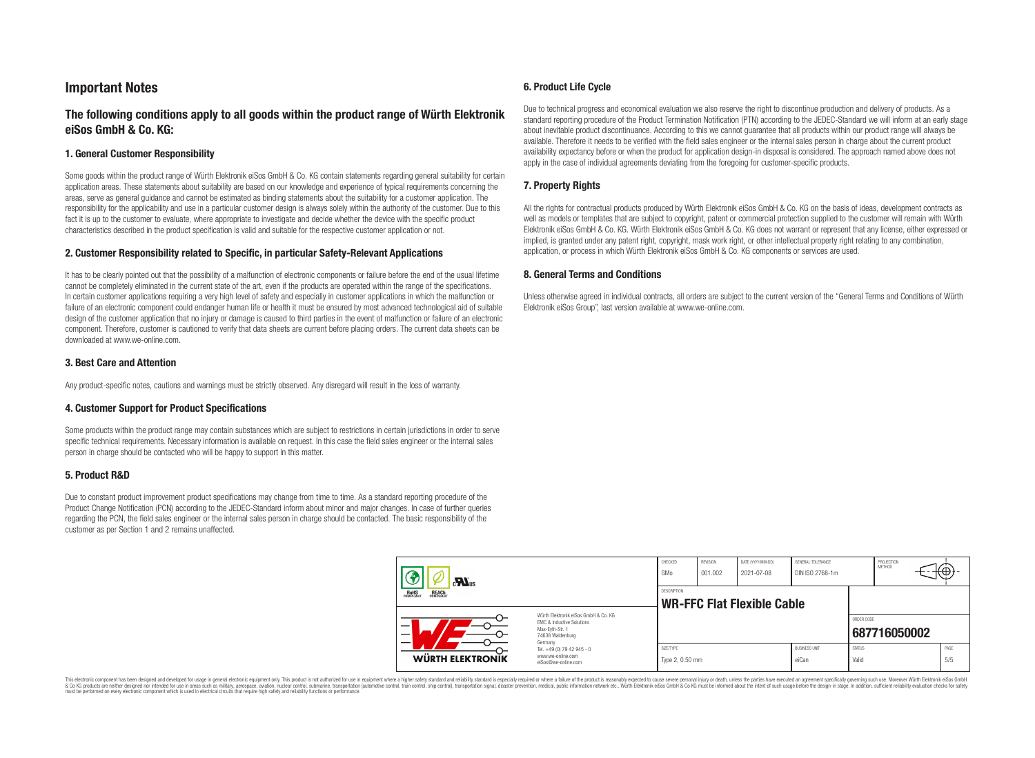# Important Notes

## The following conditions apply to all goods within the product range of Würth Elektronik eiSos GmbH & Co. KG:

### 1. General Customer Responsibility

Some goods within the product range of Würth Elektronik eiSos GmbH & Co. KG contain statements regarding general suitability for certain application areas. These statements about suitability are based on our knowledge and experience of typical requirements concerning the areas, serve as general guidance and cannot be estimated as binding statements about the suitability for a customer application. The responsibility for the applicability and use in a particular customer design is always solely within the authority of the customer. Due to this fact it is up to the customer to evaluate, where appropriate to investigate and decide whether the device with the specific product characteristics described in the product specification is valid and suitable for the respective customer application or not.

### 2. Customer Responsibility related to Specific, in particular Safety-Relevant Applications

It has to be clearly pointed out that the possibility of a malfunction of electronic components or failure before the end of the usual lifetime cannot be completely eliminated in the current state of the art, even if the products are operated within the range of the specifications. In certain customer applications requiring a very high level of safety and especially in customer applications in which the malfunction or failure of an electronic component could endanger human life or health it must be ensured by most advanced technological aid of suitable design of the customer application that no injury or damage is caused to third parties in the event of malfunction or failure of an electronic component. Therefore, customer is cautioned to verify that data sheets are current before placing orders. The current data sheets can be downloaded at www.we-online.com.

### 3. Best Care and Attention

Any product-specific notes, cautions and warnings must be strictly observed. Any disregard will result in the loss of warranty.

### 4. Customer Support for Product Specifications

Some products within the product range may contain substances which are subject to restrictions in certain jurisdictions in order to serve specific technical requirements. Necessary information is available on request. In this case the field sales engineer or the internal sales person in charge should be contacted who will be happy to support in this matter.

### 5. Product R&D

Due to constant product improvement product specifications may change from time to time. As a standard reporting procedure of the Product Change Notification (PCN) according to the JEDEC-Standard inform about minor and major changes. In case of further queries regarding the PCN, the field sales engineer or the internal sales person in charge should be contacted. The basic responsibility of the customer as per Section 1 and 2 remains unaffected.

### 6. Product Life Cycle

Due to technical progress and economical evaluation we also reserve the right to discontinue production and delivery of products. As a standard reporting procedure of the Product Termination Notification (PTN) according to the JEDEC-Standard we will inform at an early stage about inevitable product discontinuance. According to this we cannot guarantee that all products within our product range will always be available. Therefore it needs to be verified with the field sales engineer or the internal sales person in charge about the current product availability expectancy before or when the product for application design-in disposal is considered. The approach named above does not apply in the case of individual agreements deviating from the foregoing for customer-specific products.

### 7. Property Rights

All the rights for contractual products produced by Würth Elektronik eiSos GmbH & Co. KG on the basis of ideas, development contracts as well as models or templates that are subject to copyright, patent or commercial protection supplied to the customer will remain with Würth Elektronik eiSos GmbH & Co. KG. Würth Elektronik eiSos GmbH & Co. KG does not warrant or represent that any license, either expressed or implied, is granted under any patent right, copyright, mask work right, or other intellectual property right relating to any combination, application, or process in which Würth Elektronik eiSos GmbH & Co. KG components or services are used.

### 8. General Terms and Conditions

Unless otherwise agreed in individual contracts, all orders are subject to the current version of the "General Terms and Conditions of Würth Elektronik eiSos Group", last version available at www.we-online.com.

| | | | | | | |
|---|---|---|---|---|---|---|
| CHECKED GMo | REVISION 001.002 | DATE (YYYY-MM-DD) 2021-07-08 | GENERAL TOLERANCE DIN ISO 2768-1m | | PROJECTION METHOD | |
| DESCRIPTION **WR-FFC Flat Flexible Cable** | | | | | | |
| | | | | ORDER CODE **687716050002** | | |
| SIZE/TYPE Type 2, 0.50 mm | | | BUSINESS UNIT eiCan | STATUS Valid | | PAGE 5/5 |

Würth Elektronik eiSos GmbH & Co. KG
EMC & Inductive Solutions
Max-Eyth-Str. 1
74638 Waldenburg
Germany
Tel. +49 (0) 79 42 945 - 0
www.we-online.com
eiSos@we-online.com

This electronic component has been designed and developed for usage in general electronic equipment only. This product is not authorized for use in equipment where a higher safety standard and reliability standard is especially required or where a failure of the product is reasonably expected to cause severe personal injury or death, unless the parties have executed an agreement specifically governing such use. Moreover Würth Elektronik eiSos GmbH & Co KG products are neither designed nor intended for use in areas such as military, aerospace, aviation, nuclear control, submarine, transportation (automotive control, train control, ship control), transportation signal, disaster prevention, medical, public information network etc.. Würth Elektronik eiSos GmbH & Co KG must be informed about the intent of such usage before the design-in stage. In addition, sufficient reliability evaluation checks for safety must be performed on every electronic component which is used in electrical circuits that require high safety and reliability functions or performance.